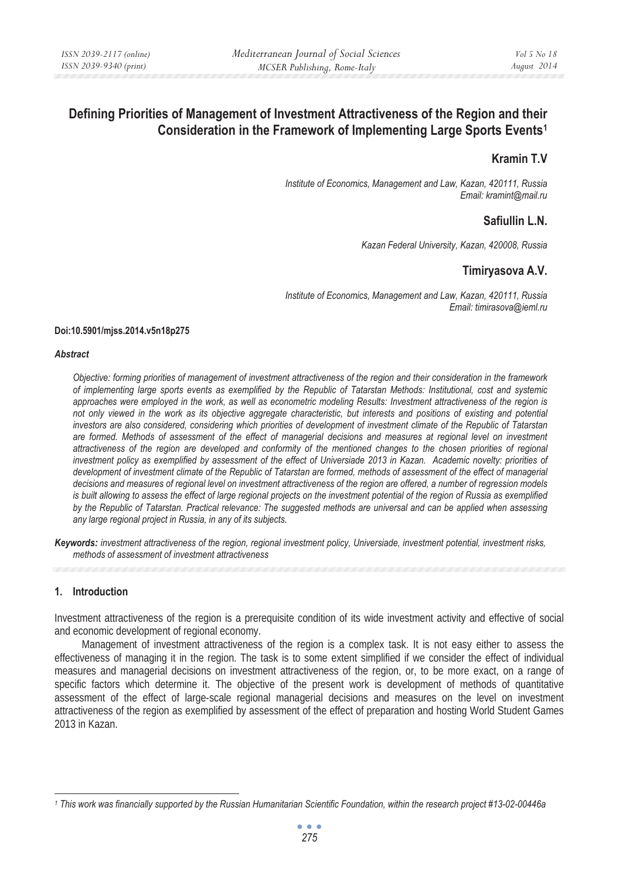# Defining Priorities of Management of Investment Attractiveness of the Region and their Consideration in the Framework of Implementing Large Sports Events[1]

**Kramin T.V**

*Institute of Economics, Management and Law, Kazan, 420111, Russia*
*Email: kramint@mail.ru*

**Safiullin L.N.**

*Kazan Federal University, Kazan, 420008, Russia*

**Timiryasova A.V.**

*Institute of Economics, Management and Law, Kazan, 420111, Russia*
*Email: timirasova@ieml.ru*

**Doi:10.5901/mjss.2014.v5n18p275**

***Abstract***

*Objective: forming priorities of management of investment attractiveness of the region and their consideration in the framework of implementing large sports events as exemplified by the Republic of Tatarstan Methods: Institutional, cost and systemic approaches were employed in the work, as well as econometric modeling Results: Investment attractiveness of the region is not only viewed in the work as its objective aggregate characteristic, but interests and positions of existing and potential investors are also considered, considering which priorities of development of investment climate of the Republic of Tatarstan are formed. Methods of assessment of the effect of managerial decisions and measures at regional level on investment attractiveness of the region are developed and conformity of the mentioned changes to the chosen priorities of regional investment policy as exemplified by assessment of the effect of Universiade 2013 in Kazan. Academic novelty: priorities of development of investment climate of the Republic of Tatarstan are formed, methods of assessment of the effect of managerial decisions and measures of regional level on investment attractiveness of the region are offered, a number of regression models is built allowing to assess the effect of large regional projects on the investment potential of the region of Russia as exemplified by the Republic of Tatarstan. Practical relevance: The suggested methods are universal and can be applied when assessing any large regional project in Russia, in any of its subjects.*

***Keywords:*** *investment attractiveness of the region, regional investment policy, Universiade, investment potential, investment risks, methods of assessment of investment attractiveness*

## 1. Introduction

Investment attractiveness of the region is a prerequisite condition of its wide investment activity and effective of social and economic development of regional economy.

Management of investment attractiveness of the region is a complex task. It is not easy either to assess the effectiveness of managing it in the region. The task is to some extent simplified if we consider the effect of individual measures and managerial decisions on investment attractiveness of the region, or, to be more exact, on a range of specific factors which determine it. The objective of the present work is development of methods of quantitative assessment of the effect of large-scale regional managerial decisions and measures on the level on investment attractiveness of the region as exemplified by assessment of the effect of preparation and hosting World Student Games 2013 in Kazan.

---

[1] *This work was financially supported by the Russian Humanitarian Scientific Foundation, within the research project #13-02-00446a*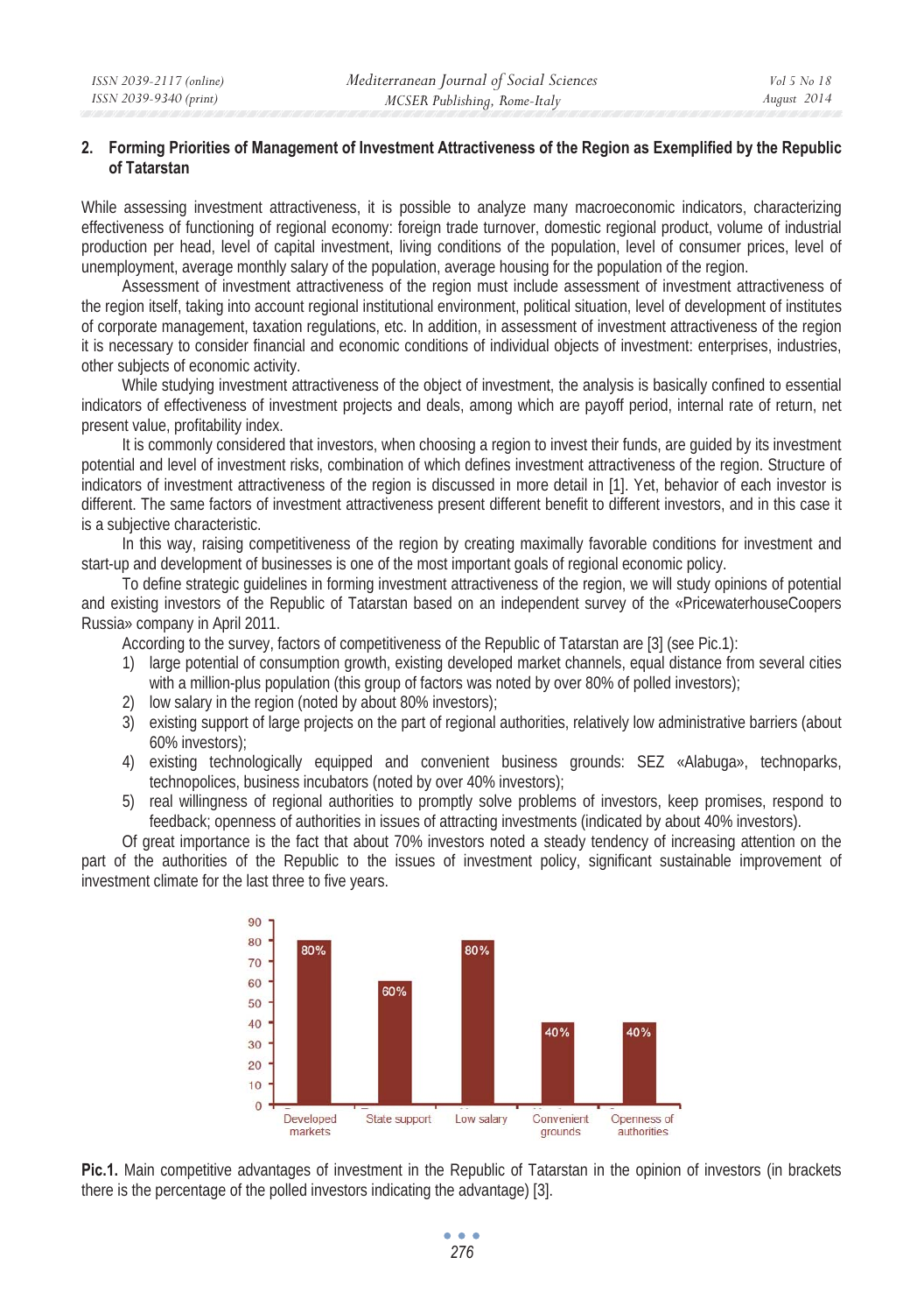## 2. Forming Priorities of Management of Investment Attractiveness of the Region as Exemplified by the Republic of Tatarstan

While assessing investment attractiveness, it is possible to analyze many macroeconomic indicators, characterizing effectiveness of functioning of regional economy: foreign trade turnover, domestic regional product, volume of industrial production per head, level of capital investment, living conditions of the population, level of consumer prices, level of unemployment, average monthly salary of the population, average housing for the population of the region.

Assessment of investment attractiveness of the region must include assessment of investment attractiveness of the region itself, taking into account regional institutional environment, political situation, level of development of institutes of corporate management, taxation regulations, etc. In addition, in assessment of investment attractiveness of the region it is necessary to consider financial and economic conditions of individual objects of investment: enterprises, industries, other subjects of economic activity.

While studying investment attractiveness of the object of investment, the analysis is basically confined to essential indicators of effectiveness of investment projects and deals, among which are payoff period, internal rate of return, net present value, profitability index.

It is commonly considered that investors, when choosing a region to invest their funds, are guided by its investment potential and level of investment risks, combination of which defines investment attractiveness of the region. Structure of indicators of investment attractiveness of the region is discussed in more detail in [1]. Yet, behavior of each investor is different. The same factors of investment attractiveness present different benefit to different investors, and in this case it is a subjective characteristic.

In this way, raising competitiveness of the region by creating maximally favorable conditions for investment and start-up and development of businesses is one of the most important goals of regional economic policy.

To define strategic guidelines in forming investment attractiveness of the region, we will study opinions of potential and existing investors of the Republic of Tatarstan based on an independent survey of the «PricewaterhouseCoopers Russia» company in April 2011.

According to the survey, factors of competitiveness of the Republic of Tatarstan are [3] (see Pic.1):

1) large potential of consumption growth, existing developed market channels, equal distance from several cities with a million-plus population (this group of factors was noted by over 80% of polled investors);
2) low salary in the region (noted by about 80% investors);
3) existing support of large projects on the part of regional authorities, relatively low administrative barriers (about 60% investors);
4) existing technologically equipped and convenient business grounds: SEZ «Alabuga», technoparks, technopolices, business incubators (noted by over 40% investors);
5) real willingness of regional authorities to promptly solve problems of investors, keep promises, respond to feedback; openness of authorities in issues of attracting investments (indicated by about 40% investors).

Of great importance is the fact that about 70% investors noted a steady tendency of increasing attention on the part of the authorities of the Republic to the issues of investment policy, significant sustainable improvement of investment climate for the last three to five years.

90
80
70
60
50
40
30
20
10
0

80%
60%
80%
40%
40%

Developed markets
State support
Low salary
Convenient grounds
Openness of authorities

**Pic.1.** Main competitive advantages of investment in the Republic of Tatarstan in the opinion of investors (in brackets there is the percentage of the polled investors indicating the advantage) [3].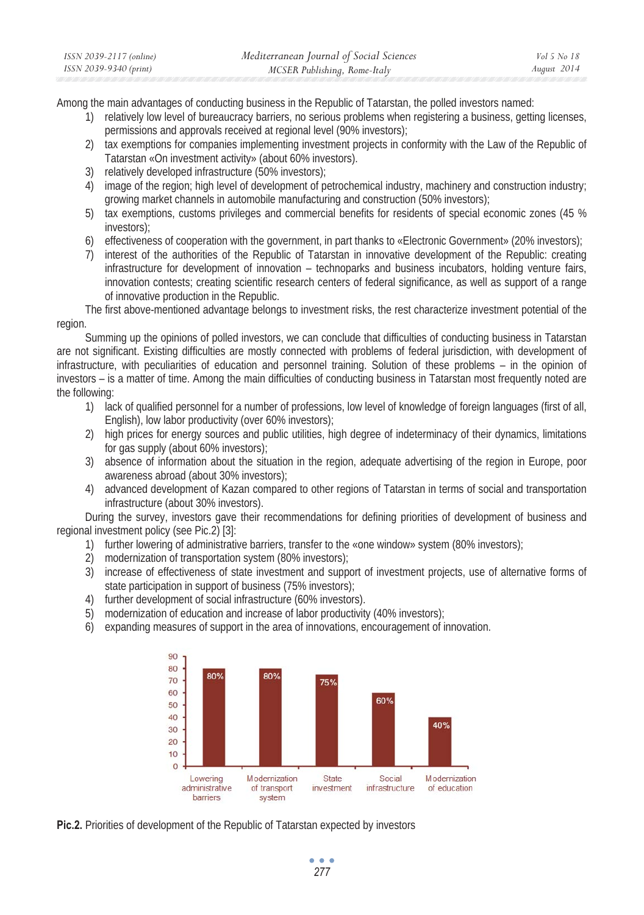Among the main advantages of conducting business in the Republic of Tatarstan, the polled investors named:

1) relatively low level of bureaucracy barriers, no serious problems when registering a business, getting licenses, permissions and approvals received at regional level (90% investors);
2) tax exemptions for companies implementing investment projects in conformity with the Law of the Republic of Tatarstan «On investment activity» (about 60% investors).
3) relatively developed infrastructure (50% investors);
4) image of the region; high level of development of petrochemical industry, machinery and construction industry; growing market channels in automobile manufacturing and construction (50% investors);
5) tax exemptions, customs privileges and commercial benefits for residents of special economic zones (45 % investors);
6) effectiveness of cooperation with the government, in part thanks to «Electronic Government» (20% investors);
7) interest of the authorities of the Republic of Tatarstan in innovative development of the Republic: creating infrastructure for development of innovation – technoparks and business incubators, holding venture fairs, innovation contests; creating scientific research centers of federal significance, as well as support of a range of innovative production in the Republic.

The first above-mentioned advantage belongs to investment risks, the rest characterize investment potential of the region.

Summing up the opinions of polled investors, we can conclude that difficulties of conducting business in Tatarstan are not significant. Existing difficulties are mostly connected with problems of federal jurisdiction, with development of infrastructure, with peculiarities of education and personnel training. Solution of these problems – in the opinion of investors – is a matter of time. Among the main difficulties of conducting business in Tatarstan most frequently noted are the following:

1) lack of qualified personnel for a number of professions, low level of knowledge of foreign languages (first of all, English), low labor productivity (over 60% investors);
2) high prices for energy sources and public utilities, high degree of indeterminacy of their dynamics, limitations for gas supply (about 60% investors);
3) absence of information about the situation in the region, adequate advertising of the region in Europe, poor awareness abroad (about 30% investors);
4) advanced development of Kazan compared to other regions of Tatarstan in terms of social and transportation infrastructure (about 30% investors).

During the survey, investors gave their recommendations for defining priorities of development of business and regional investment policy (see Pic.2) [3]:

1) further lowering of administrative barriers, transfer to the «one window» system (80% investors);
2) modernization of transportation system (80% investors);
3) increase of effectiveness of state investment and support of investment projects, use of alternative forms of state participation in support of business (75% investors);
4) further development of social infrastructure (60% investors).
5) modernization of education and increase of labor productivity (40% investors);
6) expanding measures of support in the area of innovations, encouragement of innovation.

| Priority | Share of investors |
|---|---|
| Lowering administrative barriers | 80% |
| Modernization of transport system | 80% |
| State investment | 75% |
| Social infrastructure | 60% |
| Modernization of education | 40% |

**Pic.2.** Priorities of development of the Republic of Tatarstan expected by investors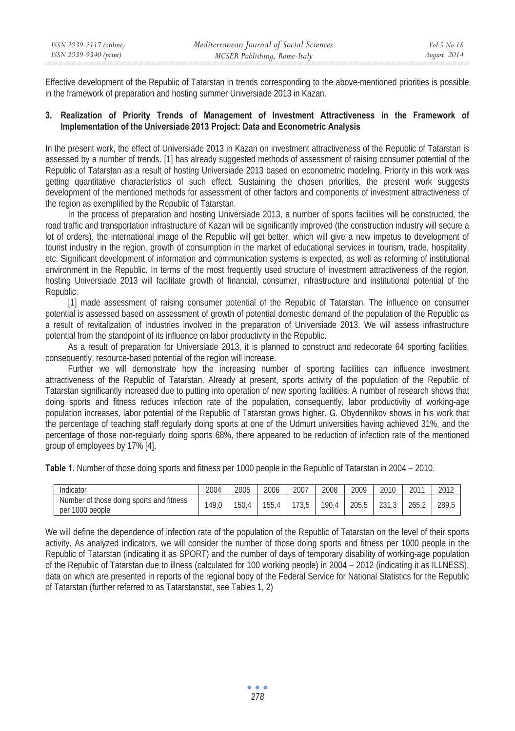Effective development of the Republic of Tatarstan in trends corresponding to the above-mentioned priorities is possible in the framework of preparation and hosting summer Universiade 2013 in Kazan.

## 3. Realization of Priority Trends of Management of Investment Attractiveness in the Framework of Implementation of the Universiade 2013 Project: Data and Econometric Analysis

In the present work, the effect of Universiade 2013 in Kazan on investment attractiveness of the Republic of Tatarstan is assessed by a number of trends. [1] has already suggested methods of assessment of raising consumer potential of the Republic of Tatarstan as a result of hosting Universiade 2013 based on econometric modeling. Priority in this work was getting quantitative characteristics of such effect. Sustaining the chosen priorities, the present work suggests development of the mentioned methods for assessment of other factors and components of investment attractiveness of the region as exemplified by the Republic of Tatarstan.

In the process of preparation and hosting Universiade 2013, a number of sports facilities will be constructed, the road traffic and transportation infrastructure of Kazan will be significantly improved (the construction industry will secure a lot of orders), the international image of the Republic will get better, which will give a new impetus to development of tourist industry in the region, growth of consumption in the market of educational services in tourism, trade, hospitality, etc. Significant development of information and communication systems is expected, as well as reforming of institutional environment in the Republic. In terms of the most frequently used structure of investment attractiveness of the region, hosting Universiade 2013 will facilitate growth of financial, consumer, infrastructure and institutional potential of the Republic.

[1] made assessment of raising consumer potential of the Republic of Tatarstan. The influence on consumer potential is assessed based on assessment of growth of potential domestic demand of the population of the Republic as a result of revitalization of industries involved in the preparation of Universiade 2013. We will assess infrastructure potential from the standpoint of its influence on labor productivity in the Republic.

As a result of preparation for Universiade 2013, it is planned to construct and redecorate 64 sporting facilities, consequently, resource-based potential of the region will increase.

Further we will demonstrate how the increasing number of sporting facilities can influence investment attractiveness of the Republic of Tatarstan. Already at present, sports activity of the population of the Republic of Tatarstan significantly increased due to putting into operation of new sporting facilities. A number of research shows that doing sports and fitness reduces infection rate of the population, consequently, labor productivity of working-age population increases, labor potential of the Republic of Tatarstan grows higher. G. Obydennikov shows in his work that the percentage of teaching staff regularly doing sports at one of the Udmurt universities having achieved 31%, and the percentage of those non-regularly doing sports 68%, there appeared to be reduction of infection rate of the mentioned group of employees by 17% [4].

**Table 1.** Number of those doing sports and fitness per 1000 people in the Republic of Tatarstan in 2004 – 2010.

| Indicator | 2004 | 2005 | 2006 | 2007 | 2008 | 2009 | 2010 | 2011 | 2012 |
|---|---|---|---|---|---|---|---|---|---|
| Number of those doing sports and fitness per 1000 people | 149,0 | 150,4 | 155,4 | 173,5 | 190,4 | 205,5 | 231,3 | 265,2 | 289,5 |

We will define the dependence of infection rate of the population of the Republic of Tatarstan on the level of their sports activity. As analyzed indicators, we will consider the number of those doing sports and fitness per 1000 people in the Republic of Tatarstan (indicating it as SPORT) and the number of days of temporary disability of working-age population of the Republic of Tatarstan due to illness (calculated for 100 working people) in 2004 – 2012 (indicating it as ILLNESS), data on which are presented in reports of the regional body of the Federal Service for National Statistics for the Republic of Tatarstan (further referred to as Tatarstanstat, see Tables 1, 2)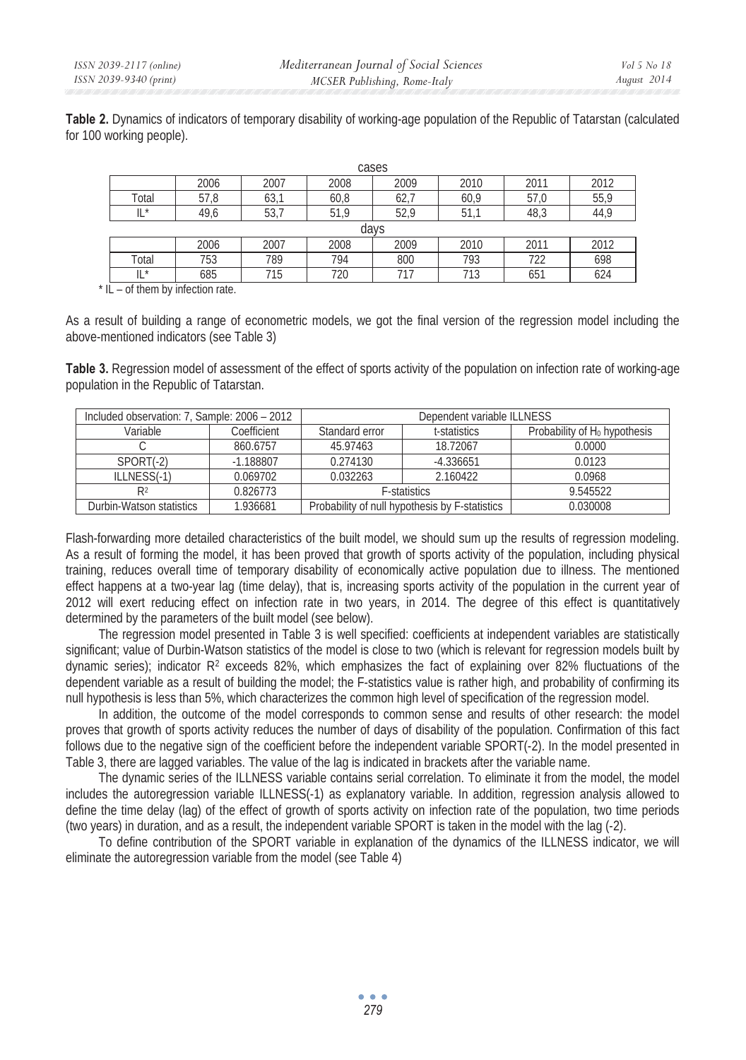**Table 2.** Dynamics of indicators of temporary disability of working-age population of the Republic of Tatarstan (calculated for 100 working people).

| | 2006 | 2007 | 2008 | 2009 | 2010 | 2011 | 2012 |
|---|---|---|---|---|---|---|---|
| **cases** | | | | | | | |
| Total | 57,8 | 63,1 | 60,8 | 62,7 | 60,9 | 57,0 | 55,9 |
| IL* | 49,6 | 53,7 | 51,9 | 52,9 | 51,1 | 48,3 | 44,9 |
| **days** | | | | | | | |
| Total | 753 | 789 | 794 | 800 | 793 | 722 | 698 |
| IL* | 685 | 715 | 720 | 717 | 713 | 651 | 624 |

* IL – of them by infection rate.

As a result of building a range of econometric models, we got the final version of the regression model including the above-mentioned indicators (see Table 3)

**Table 3.** Regression model of assessment of the effect of sports activity of the population on infection rate of working-age population in the Republic of Tatarstan.

| Included observation: 7, Sample: 2006 – 2012 | | Dependent variable ILLNESS | | |
|---|---|---|---|---|
| Variable | Coefficient | Standard error | t-statistics | Probability of $H_0$ hypothesis |
| C | 860.6757 | 45.97463 | 18.72067 | 0.0000 |
| SPORT(-2) | -1.188807 | 0.274130 | -4.336651 | 0.0123 |
| ILLNESS(-1) | 0.069702 | 0.032263 | 2.160422 | 0.0968 |
| $R^2$ | 0.826773 | F-statistics | | 9.545522 |
| Durbin-Watson statistics | 1.936681 | Probability of null hypothesis by F-statistics | | 0.030008 |

Flash-forwarding more detailed characteristics of the built model, we should sum up the results of regression modeling. As a result of forming the model, it has been proved that growth of sports activity of the population, including physical training, reduces overall time of temporary disability of economically active population due to illness. The mentioned effect happens at a two-year lag (time delay), that is, increasing sports activity of the population in the current year of 2012 will exert reducing effect on infection rate in two years, in 2014. The degree of this effect is quantitatively determined by the parameters of the built model (see below).

The regression model presented in Table 3 is well specified: coefficients at independent variables are statistically significant; value of Durbin-Watson statistics of the model is close to two (which is relevant for regression models built by dynamic series); indicator $R^2$ exceeds 82%, which emphasizes the fact of explaining over 82% fluctuations of the dependent variable as a result of building the model; the F-statistics value is rather high, and probability of confirming its null hypothesis is less than 5%, which characterizes the common high level of specification of the regression model.

In addition, the outcome of the model corresponds to common sense and results of other research: the model proves that growth of sports activity reduces the number of days of disability of the population. Confirmation of this fact follows due to the negative sign of the coefficient before the independent variable SPORT(-2). In the model presented in Table 3, there are lagged variables. The value of the lag is indicated in brackets after the variable name.

The dynamic series of the ILLNESS variable contains serial correlation. To eliminate it from the model, the model includes the autoregression variable ILLNESS(-1) as explanatory variable. In addition, regression analysis allowed to define the time delay (lag) of the effect of growth of sports activity on infection rate of the population, two time periods (two years) in duration, and as a result, the independent variable SPORT is taken in the model with the lag (-2).

To define contribution of the SPORT variable in explanation of the dynamics of the ILLNESS indicator, we will eliminate the autoregression variable from the model (see Table 4)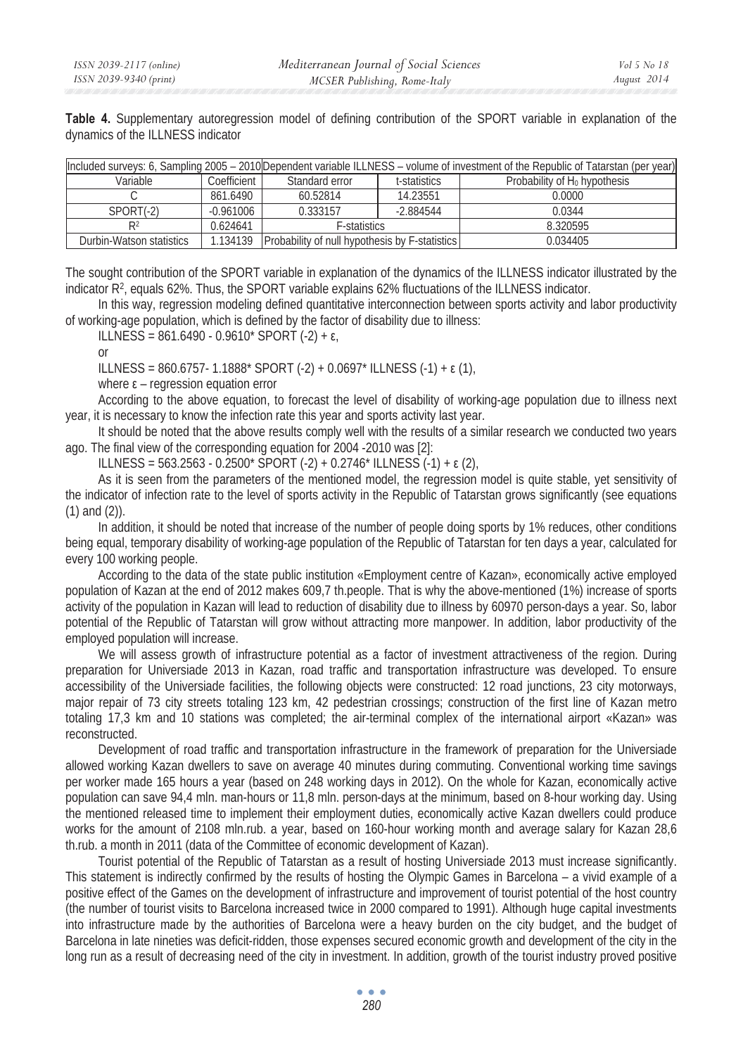**Table 4.** Supplementary autoregression model of defining contribution of the SPORT variable in explanation of the dynamics of the ILLNESS indicator

| Included surveys: 6, Sampling 2005 – 2010 | | Dependent variable ILLNESS – volume of investment of the Republic of Tatarstan (per year) | | |
|---|---|---|---|---|
| Variable | Coefficient | Standard error | t-statistics | Probability of $H_0$ hypothesis |
| C | 861.6490 | 60.52814 | 14.23551 | 0.0000 |
| SPORT(-2) | -0.961006 | 0.333157 | -2.884544 | 0.0344 |
| $R^2$ | 0.624641 | F-statistics | | 8.320595 |
| Durbin-Watson statistics | 1.134139 | Probability of null hypothesis by F-statistics | | 0.034405 |

The sought contribution of the SPORT variable in explanation of the dynamics of the ILLNESS indicator illustrated by the indicator $R^2$, equals 62%. Thus, the SPORT variable explains 62% fluctuations of the ILLNESS indicator.

In this way, regression modeling defined quantitative interconnection between sports activity and labor productivity of working-age population, which is defined by the factor of disability due to illness:

$$ILLNESS = 861.6490 - 0.9610 * SPORT(-2) + \varepsilon,$$

or

$$ILLNESS = 860.6757 - 1.1888 * SPORT(-2) + 0.0697 * ILLNESS(-1) + \varepsilon \quad (1),$$

where $\varepsilon$ – regression equation error

According to the above equation, to forecast the level of disability of working-age population due to illness next year, it is necessary to know the infection rate this year and sports activity last year.

It should be noted that the above results comply well with the results of a similar research we conducted two years ago. The final view of the corresponding equation for 2004 -2010 was [2]:

$$ILLNESS = 563.2563 - 0.2500 * SPORT(-2) + 0.2746 * ILLNESS(-1) + \varepsilon \quad (2),$$

As it is seen from the parameters of the mentioned model, the regression model is quite stable, yet sensitivity of the indicator of infection rate to the level of sports activity in the Republic of Tatarstan grows significantly (see equations (1) and (2)).

In addition, it should be noted that increase of the number of people doing sports by 1% reduces, other conditions being equal, temporary disability of working-age population of the Republic of Tatarstan for ten days a year, calculated for every 100 working people.

According to the data of the state public institution «Employment centre of Kazan», economically active employed population of Kazan at the end of 2012 makes 609,7 th.people. That is why the above-mentioned (1%) increase of sports activity of the population in Kazan will lead to reduction of disability due to illness by 60970 person-days a year. So, labor potential of the Republic of Tatarstan will grow without attracting more manpower. In addition, labor productivity of the employed population will increase.

We will assess growth of infrastructure potential as a factor of investment attractiveness of the region. During preparation for Universiade 2013 in Kazan, road traffic and transportation infrastructure was developed. To ensure accessibility of the Universiade facilities, the following objects were constructed: 12 road junctions, 23 city motorways, major repair of 73 city streets totaling 123 km, 42 pedestrian crossings; construction of the first line of Kazan metro totaling 17,3 km and 10 stations was completed; the air-terminal complex of the international airport «Kazan» was reconstructed.

Development of road traffic and transportation infrastructure in the framework of preparation for the Universiade allowed working Kazan dwellers to save on average 40 minutes during commuting. Conventional working time savings per worker made 165 hours a year (based on 248 working days in 2012). On the whole for Kazan, economically active population can save 94,4 mln. man-hours or 11,8 mln. person-days at the minimum, based on 8-hour working day. Using the mentioned released time to implement their employment duties, economically active Kazan dwellers could produce works for the amount of 2108 mln.rub. a year, based on 160-hour working month and average salary for Kazan 28,6 th.rub. a month in 2011 (data of the Committee of economic development of Kazan).

Tourist potential of the Republic of Tatarstan as a result of hosting Universiade 2013 must increase significantly. This statement is indirectly confirmed by the results of hosting the Olympic Games in Barcelona – a vivid example of a positive effect of the Games on the development of infrastructure and improvement of tourist potential of the host country (the number of tourist visits to Barcelona increased twice in 2000 compared to 1991). Although huge capital investments into infrastructure made by the authorities of Barcelona were a heavy burden on the city budget, and the budget of Barcelona in late nineties was deficit-ridden, those expenses secured economic growth and development of the city in the long run as a result of decreasing need of the city in investment. In addition, growth of the tourist industry proved positive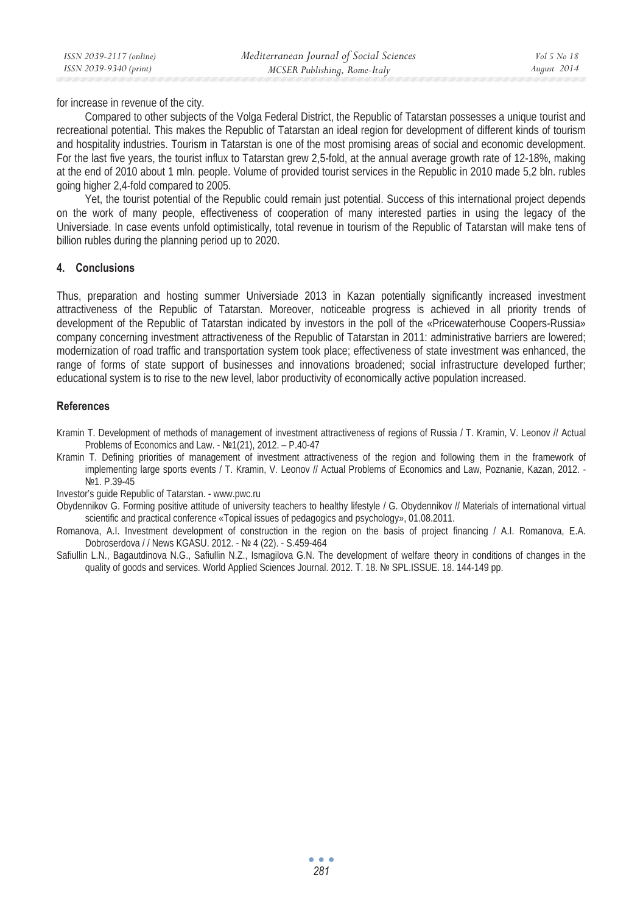for increase in revenue of the city.

Compared to other subjects of the Volga Federal District, the Republic of Tatarstan possesses a unique tourist and recreational potential. This makes the Republic of Tatarstan an ideal region for development of different kinds of tourism and hospitality industries. Tourism in Tatarstan is one of the most promising areas of social and economic development. For the last five years, the tourist influx to Tatarstan grew 2,5-fold, at the annual average growth rate of 12-18%, making at the end of 2010 about 1 mln. people. Volume of provided tourist services in the Republic in 2010 made 5,2 bln. rubles going higher 2,4-fold compared to 2005.

Yet, the tourist potential of the Republic could remain just potential. Success of this international project depends on the work of many people, effectiveness of cooperation of many interested parties in using the legacy of the Universiade. In case events unfold optimistically, total revenue in tourism of the Republic of Tatarstan will make tens of billion rubles during the planning period up to 2020.

## 4. Conclusions

Thus, preparation and hosting summer Universiade 2013 in Kazan potentially significantly increased investment attractiveness of the Republic of Tatarstan. Moreover, noticeable progress is achieved in all priority trends of development of the Republic of Tatarstan indicated by investors in the poll of the «Pricewaterhouse Coopers-Russia» company concerning investment attractiveness of the Republic of Tatarstan in 2011: administrative barriers are lowered; modernization of road traffic and transportation system took place; effectiveness of state investment was enhanced, the range of forms of state support of businesses and innovations broadened; social infrastructure developed further; educational system is to rise to the new level, labor productivity of economically active population increased.

## References

Kramin T. Development of methods of management of investment attractiveness of regions of Russia / T. Kramin, V. Leonov // Actual Problems of Economics and Law. - №1(21), 2012. – P.40-47

Kramin T. Defining priorities of management of investment attractiveness of the region and following them in the framework of implementing large sports events / T. Kramin, V. Leonov // Actual Problems of Economics and Law, Poznanie, Kazan, 2012. - №1. P.39-45

Investor's guide Republic of Tatarstan. - www.pwc.ru

Obydennikov G. Forming positive attitude of university teachers to healthy lifestyle / G. Obydennikov // Materials of international virtual scientific and practical conference «Topical issues of pedagogics and psychology», 01.08.2011.

Romanova, A.I. Investment development of construction in the region on the basis of project financing / A.I. Romanova, E.A. Dobroserdova / / News KGASU. 2012. - № 4 (22). - S.459-464

Safiullin L.N., Bagautdinova N.G., Safiullin N.Z., Ismagilova G.N. The development of welfare theory in conditions of changes in the quality of goods and services. World Applied Sciences Journal. 2012. T. 18. № SPL.ISSUE. 18. 144-149 pp.